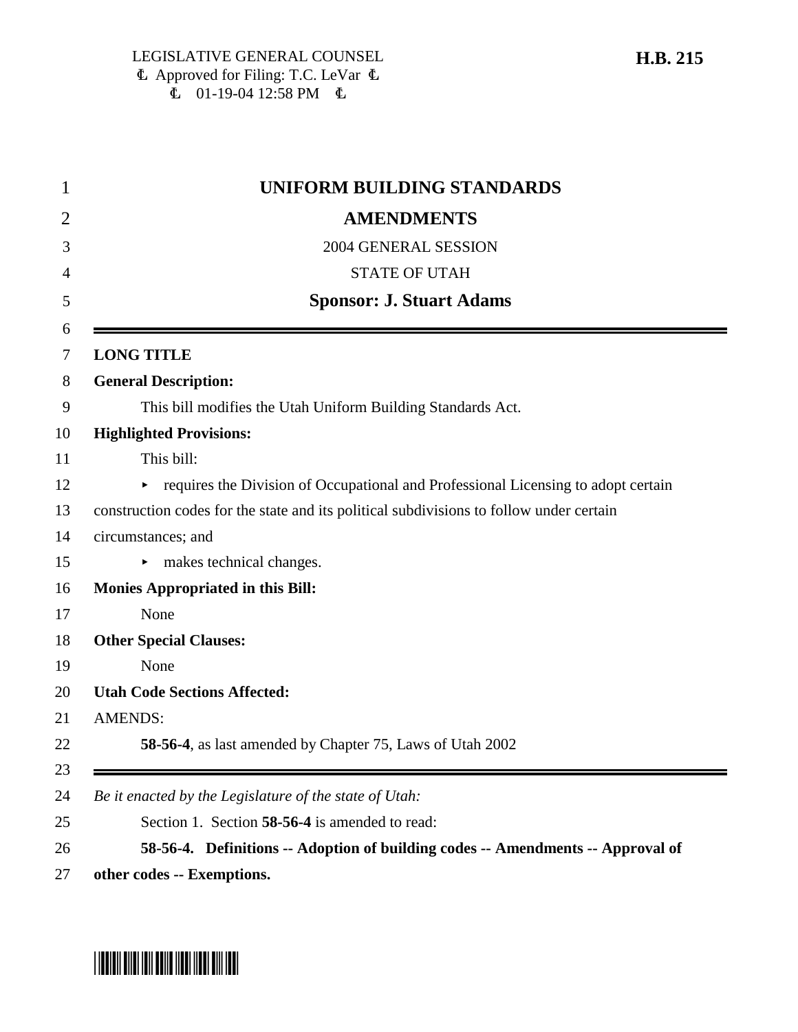LEGISLATIVE GENERAL COUNSEL
Approved for Filing: T.C. LeVar
01-19-04 12:58 PM

**H.B. 215**

# UNIFORM BUILDING STANDARDS AMENDMENTS

2004 GENERAL SESSION

STATE OF UTAH

**Sponsor: J. Stuart Adams**

**LONG TITLE**

**General Description:**

This bill modifies the Utah Uniform Building Standards Act.

**Highlighted Provisions:**

This bill:

- requires the Division of Occupational and Professional Licensing to adopt certain construction codes for the state and its political subdivisions to follow under certain circumstances; and
- makes technical changes.

**Monies Appropriated in this Bill:**

None

**Other Special Clauses:**

None

**Utah Code Sections Affected:**

AMENDS:

**58-56-4**, as last amended by Chapter 75, Laws of Utah 2002

*Be it enacted by the Legislature of the state of Utah:*

Section 1. Section **58-56-4** is amended to read:

**58-56-4. Definitions -- Adoption of building codes -- Amendments -- Approval of other codes -- Exemptions.**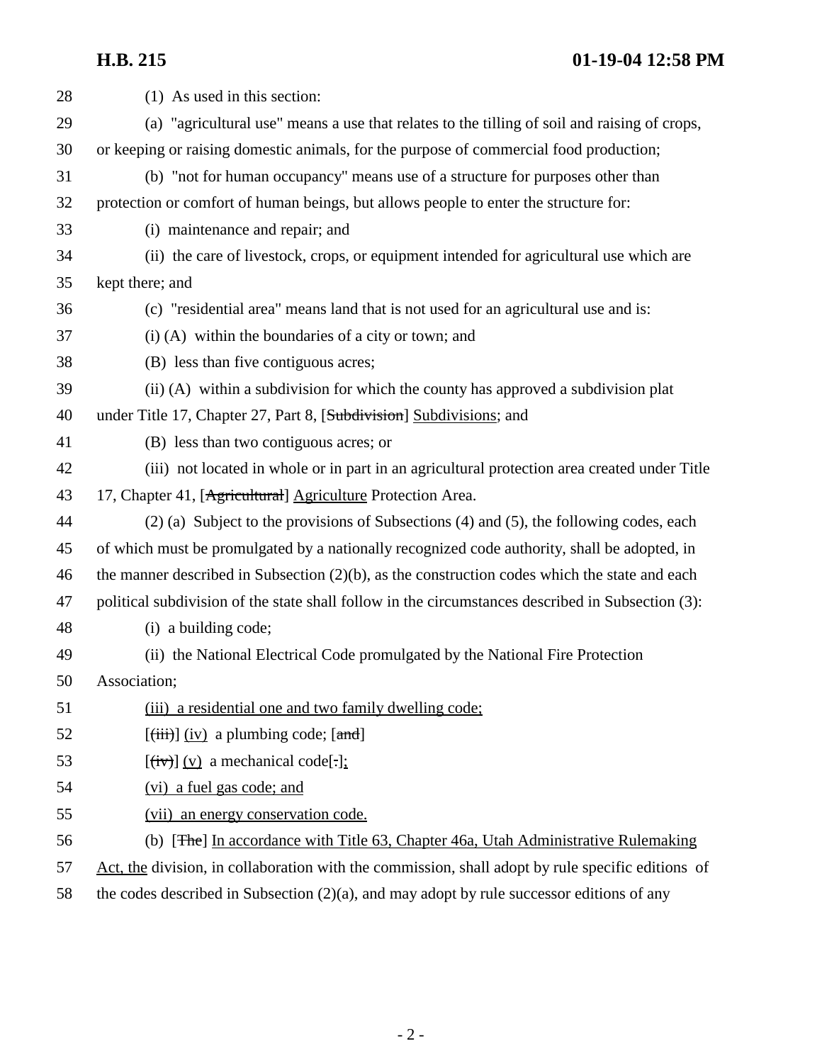28 (1) As used in this section:

29 (a) "agricultural use" means a use that relates to the tilling of soil and raising of crops,
30 or keeping or raising domestic animals, for the purpose of commercial food production;

31 (b) "not for human occupancy" means use of a structure for purposes other than
32 protection or comfort of human beings, but allows people to enter the structure for:

33 (i) maintenance and repair; and

34 (ii) the care of livestock, crops, or equipment intended for agricultural use which are
35 kept there; and

36 (c) "residential area" means land that is not used for an agricultural use and is:

37 (i) (A) within the boundaries of a city or town; and

38 (B) less than five contiguous acres;

39 (ii) (A) within a subdivision for which the county has approved a subdivision plat
40 under Title 17, Chapter 27, Part 8, [~~Subdivision~~] <u>Subdivisions</u>; and

41 (B) less than two contiguous acres; or

42 (iii) not located in whole or in part in an agricultural protection area created under Title
43 17, Chapter 41, [~~Agricultural~~] <u>Agriculture</u> Protection Area.

44 (2) (a) Subject to the provisions of Subsections (4) and (5), the following codes, each
45 of which must be promulgated by a nationally recognized code authority, shall be adopted, in
46 the manner described in Subsection (2)(b), as the construction codes which the state and each
47 political subdivision of the state shall follow in the circumstances described in Subsection (3):

48 (i) a building code;

49 (ii) the National Electrical Code promulgated by the National Fire Protection
50 Association;

51 <u>(iii) a residential one and two family dwelling code;</u>

52 [~~(iii)~~] <u>(iv)</u> a plumbing code; [~~and~~]

53 [~~(iv)~~] <u>(v)</u> a mechanical code[~~.~~]<u>;</u>

54 <u>(vi) a fuel gas code; and</u>

55 <u>(vii) an energy conservation code.</u>

56 (b) [~~The~~] <u>In accordance with Title 63, Chapter 46a, Utah Administrative Rulemaking</u>
57 <u>Act, the</u> division, in collaboration with the commission, shall adopt by rule specific editions of
58 the codes described in Subsection (2)(a), and may adopt by rule successor editions of any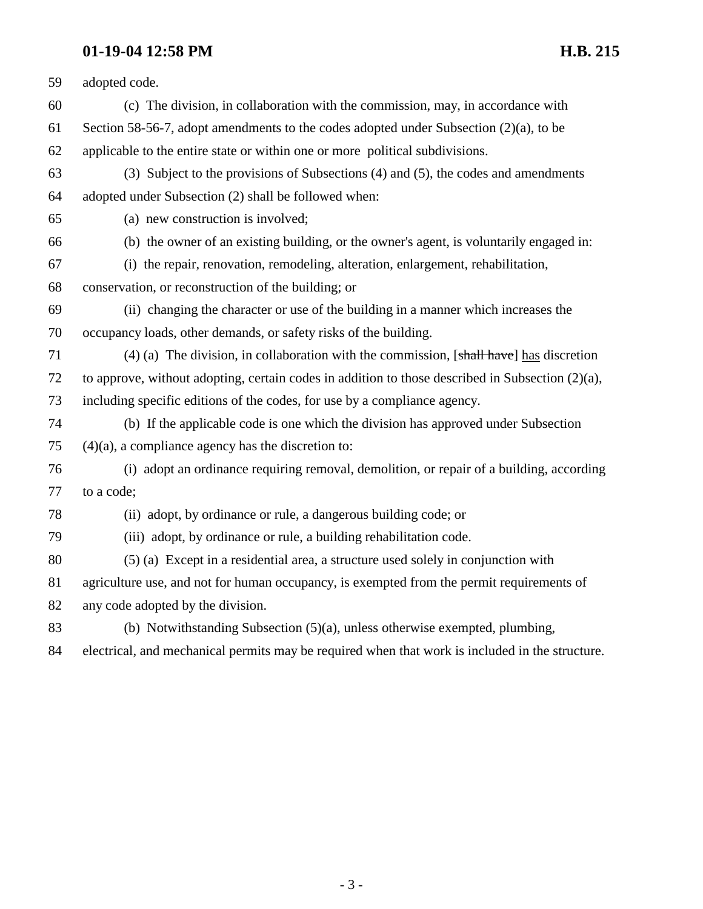adopted code.

(c) The division, in collaboration with the commission, may, in accordance with Section 58-56-7, adopt amendments to the codes adopted under Subsection (2)(a), to be applicable to the entire state or within one or more political subdivisions.

(3) Subject to the provisions of Subsections (4) and (5), the codes and amendments adopted under Subsection (2) shall be followed when:

(a) new construction is involved;

(b) the owner of an existing building, or the owner's agent, is voluntarily engaged in:

(i) the repair, renovation, remodeling, alteration, enlargement, rehabilitation, conservation, or reconstruction of the building; or

(ii) changing the character or use of the building in a manner which increases the occupancy loads, other demands, or safety risks of the building.

(4) (a) The division, in collaboration with the commission, [~~shall have~~] has discretion to approve, without adopting, certain codes in addition to those described in Subsection (2)(a), including specific editions of the codes, for use by a compliance agency.

(b) If the applicable code is one which the division has approved under Subsection (4)(a), a compliance agency has the discretion to:

(i) adopt an ordinance requiring removal, demolition, or repair of a building, according to a code;

(ii) adopt, by ordinance or rule, a dangerous building code; or

(iii) adopt, by ordinance or rule, a building rehabilitation code.

(5) (a) Except in a residential area, a structure used solely in conjunction with agriculture use, and not for human occupancy, is exempted from the permit requirements of any code adopted by the division.

(b) Notwithstanding Subsection (5)(a), unless otherwise exempted, plumbing, electrical, and mechanical permits may be required when that work is included in the structure.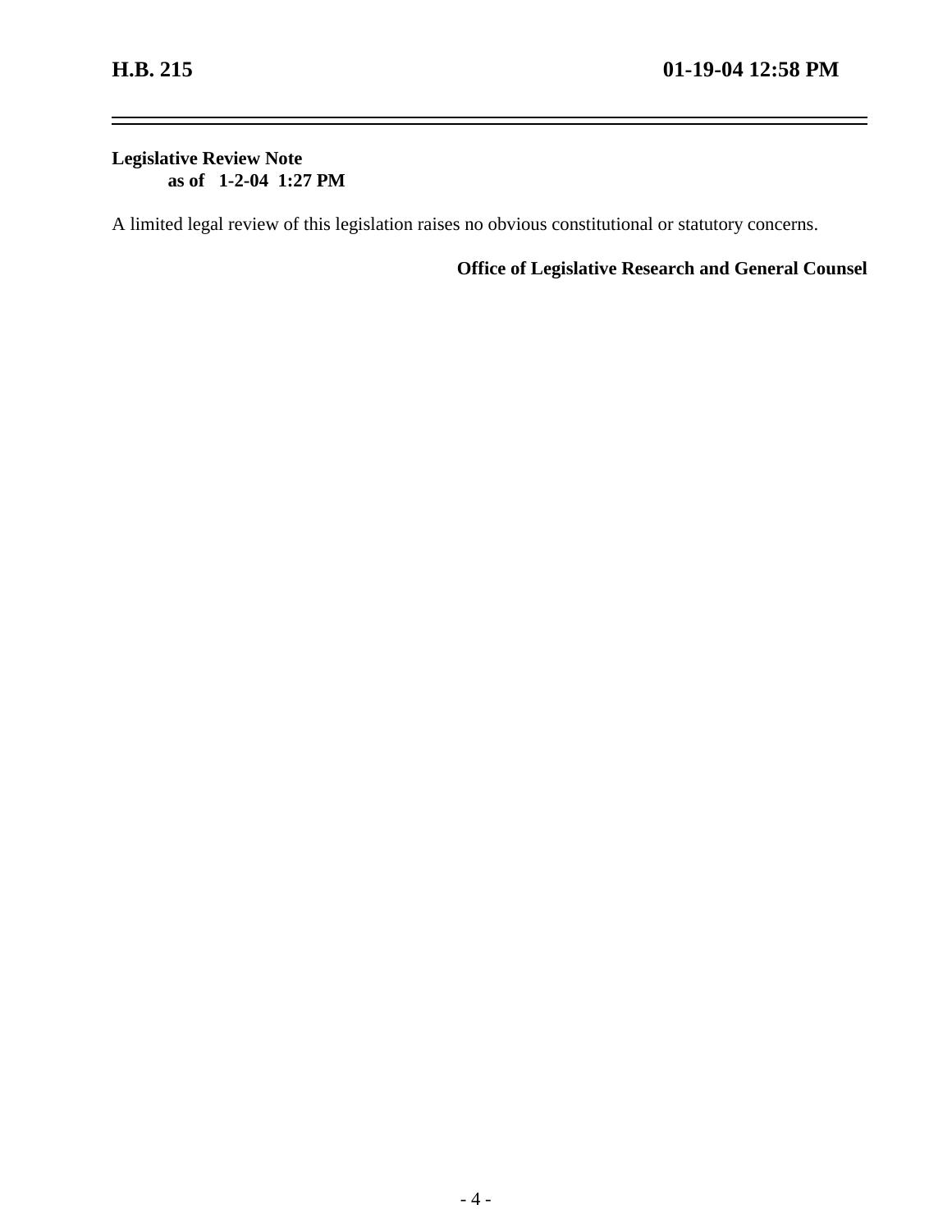**Legislative Review Note**
**as of 1-2-04 1:27 PM**

A limited legal review of this legislation raises no obvious constitutional or statutory concerns.

**Office of Legislative Research and General Counsel**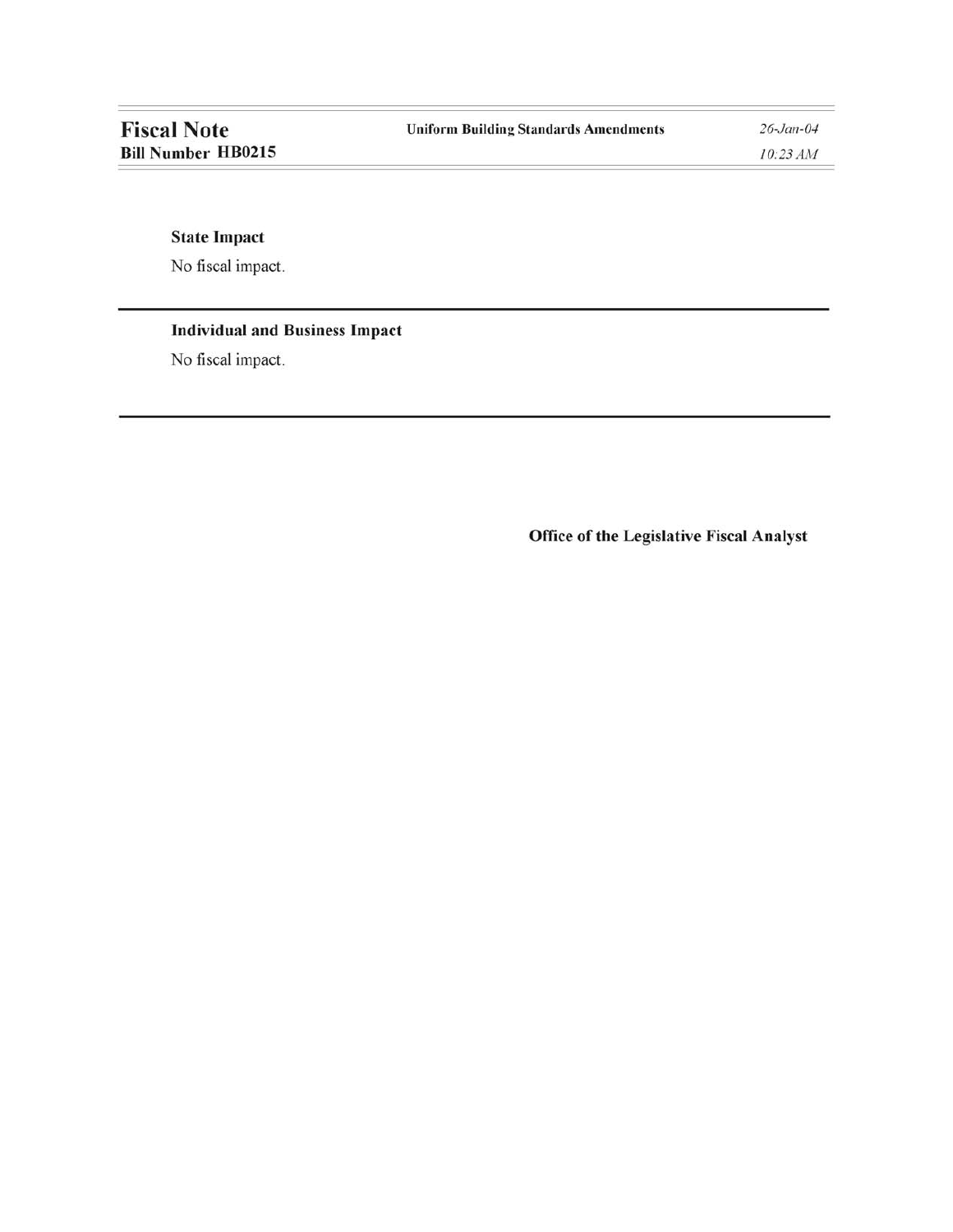**Fiscal Note** | **Uniform Building Standards Amendments** | *26-Jan-04*

**Bill Number HB0215** | *10:23 AM*

### State Impact

No fiscal impact.

---

### Individual and Business Impact

No fiscal impact.

---

**Office of the Legislative Fiscal Analyst**